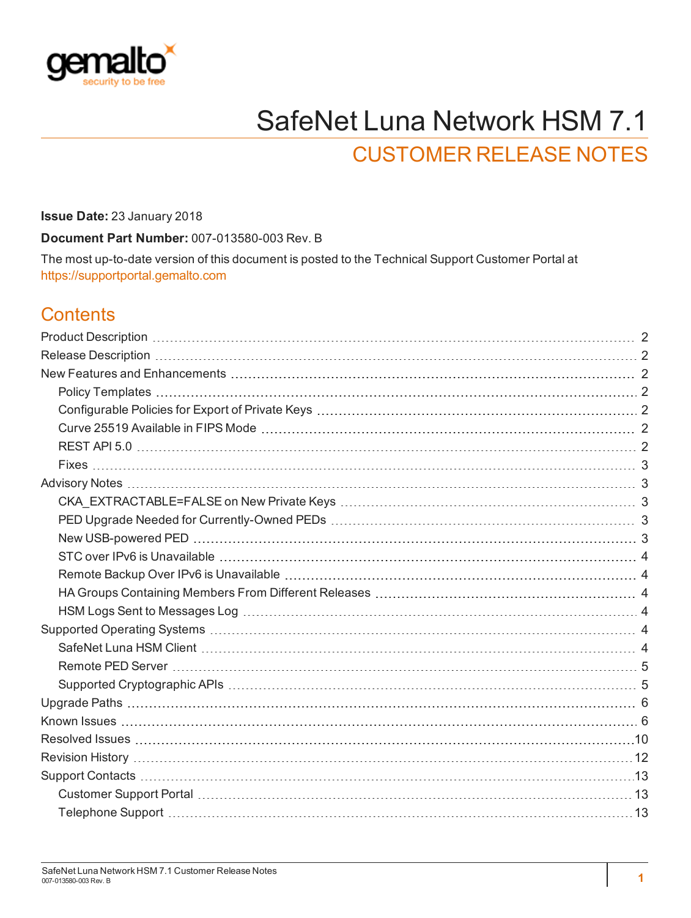# SafeNet Luna Network HSM 7.1

## CUSTOMER RELEASE NOTES

**Issue Date:** 23 January 2018

**Document Part Number:** 007-013580-003 Rev. B

The most up-to-date version of this document is posted to the Technical Support Customer Portal at https://supportportal.gemalto.com

## Contents

- Product Description 2
- Release Description 2
- New Features and Enhancements 2
  - Policy Templates 2
  - Configurable Policies for Export of Private Keys 2
  - Curve 25519 Available in FIPS Mode 2
  - REST API 5.0 2
  - Fixes 3
- Advisory Notes 3
  - CKA_EXTRACTABLE=FALSE on New Private Keys 3
  - PED Upgrade Needed for Currently-Owned PEDs 3
  - New USB-powered PED 3
  - STC over IPv6 is Unavailable 4
  - Remote Backup Over IPv6 is Unavailable 4
  - HA Groups Containing Members From Different Releases 4
  - HSM Logs Sent to Messages Log 4
- Supported Operating Systems 4
  - SafeNet Luna HSM Client 4
  - Remote PED Server 5
  - Supported Cryptographic APIs 5
- Upgrade Paths 6
- Known Issues 6
- Resolved Issues 10
- Revision History 12
- Support Contacts 13
  - Customer Support Portal 13
  - Telephone Support 13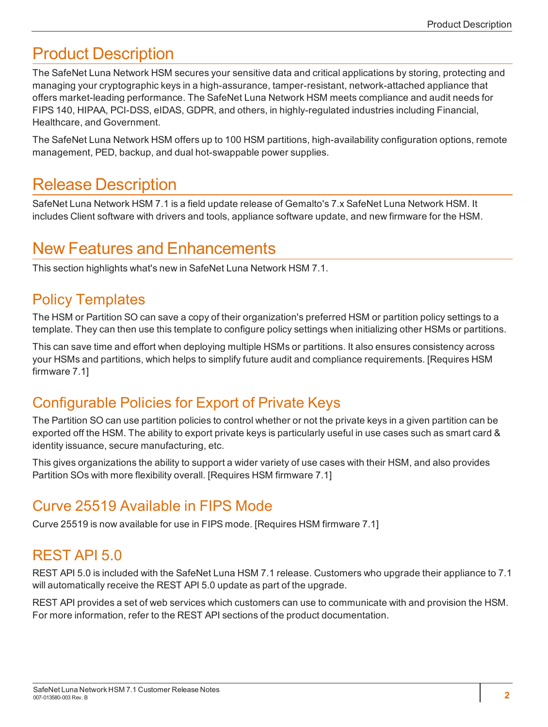# Product Description

The SafeNet Luna Network HSM secures your sensitive data and critical applications by storing, protecting and managing your cryptographic keys in a high-assurance, tamper-resistant, network-attached appliance that offers market-leading performance. The SafeNet Luna Network HSM meets compliance and audit needs for FIPS 140, HIPAA, PCI-DSS, eIDAS, GDPR, and others, in highly-regulated industries including Financial, Healthcare, and Government.

The SafeNet Luna Network HSM offers up to 100 HSM partitions, high-availability configuration options, remote management, PED, backup, and dual hot-swappable power supplies.

# Release Description

SafeNet Luna Network HSM 7.1 is a field update release of Gemalto's 7.x SafeNet Luna Network HSM. It includes Client software with drivers and tools, appliance software update, and new firmware for the HSM.

# New Features and Enhancements

This section highlights what's new in SafeNet Luna Network HSM 7.1.

## Policy Templates

The HSM or Partition SO can save a copy of their organization's preferred HSM or partition policy settings to a template. They can then use this template to configure policy settings when initializing other HSMs or partitions.

This can save time and effort when deploying multiple HSMs or partitions. It also ensures consistency across your HSMs and partitions, which helps to simplify future audit and compliance requirements. [Requires HSM firmware 7.1]

## Configurable Policies for Export of Private Keys

The Partition SO can use partition policies to control whether or not the private keys in a given partition can be exported off the HSM. The ability to export private keys is particularly useful in use cases such as smart card & identity issuance, secure manufacturing, etc.

This gives organizations the ability to support a wider variety of use cases with their HSM, and also provides Partition SOs with more flexibility overall. [Requires HSM firmware 7.1]

## Curve 25519 Available in FIPS Mode

Curve 25519 is now available for use in FIPS mode. [Requires HSM firmware 7.1]

## REST API 5.0

REST API 5.0 is included with the SafeNet Luna HSM 7.1 release. Customers who upgrade their appliance to 7.1 will automatically receive the REST API 5.0 update as part of the upgrade.

REST API provides a set of web services which customers can use to communicate with and provision the HSM. For more information, refer to the REST API sections of the product documentation.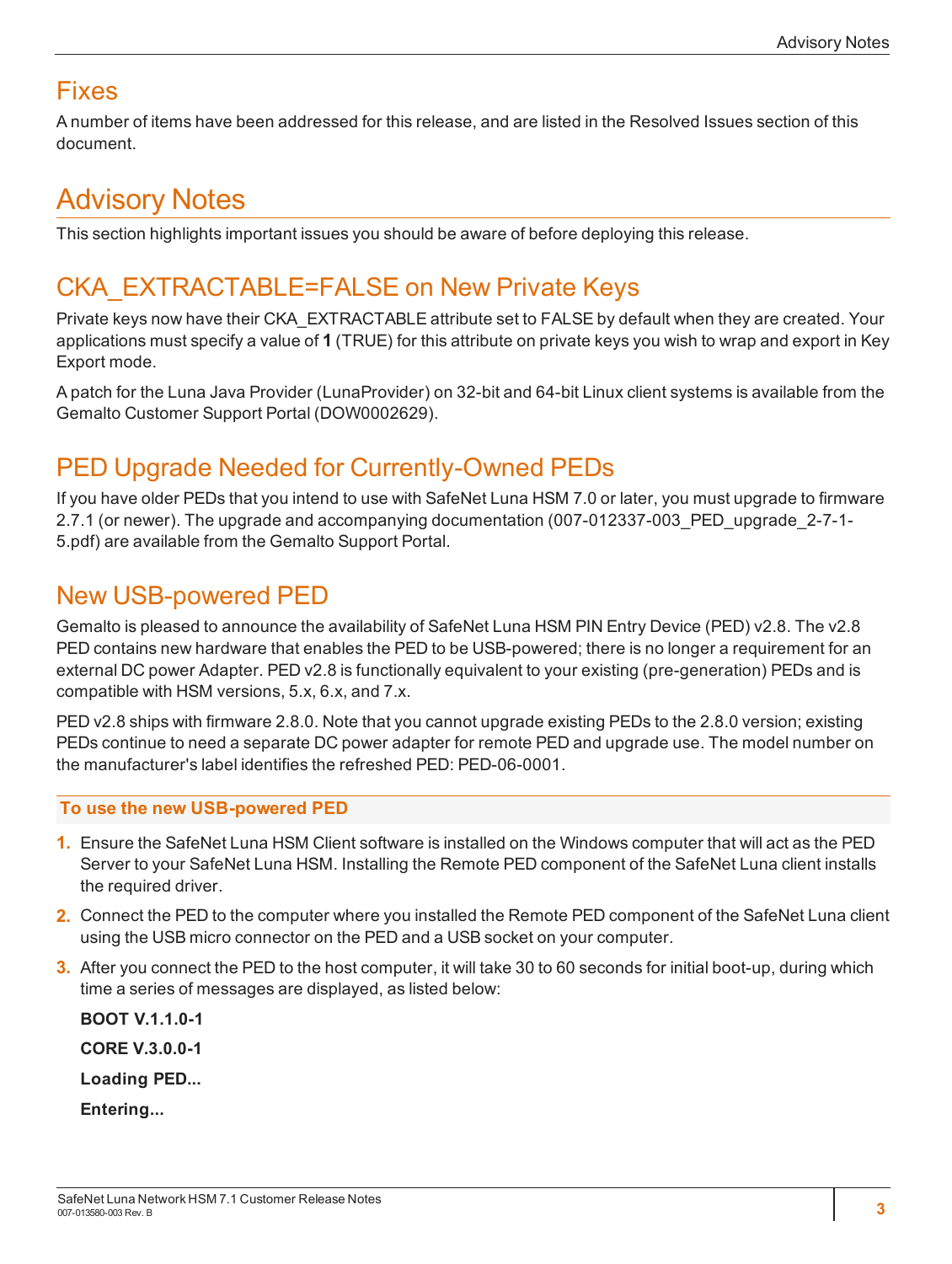## Fixes

A number of items have been addressed for this release, and are listed in the Resolved Issues section of this document.

# Advisory Notes

This section highlights important issues you should be aware of before deploying this release.

## CKA_EXTRACTABLE=FALSE on New Private Keys

Private keys now have their CKA_EXTRACTABLE attribute set to FALSE by default when they are created. Your applications must specify a value of **1** (TRUE) for this attribute on private keys you wish to wrap and export in Key Export mode.

A patch for the Luna Java Provider (LunaProvider) on 32-bit and 64-bit Linux client systems is available from the Gemalto Customer Support Portal (DOW0002629).

## PED Upgrade Needed for Currently-Owned PEDs

If you have older PEDs that you intend to use with SafeNet Luna HSM 7.0 or later, you must upgrade to firmware 2.7.1 (or newer). The upgrade and accompanying documentation (007-012337-003_PED_upgrade_2-7-1-5.pdf) are available from the Gemalto Support Portal.

## New USB-powered PED

Gemalto is pleased to announce the availability of SafeNet Luna HSM PIN Entry Device (PED) v2.8. The v2.8 PED contains new hardware that enables the PED to be USB-powered; there is no longer a requirement for an external DC power Adapter. PED v2.8 is functionally equivalent to your existing (pre-generation) PEDs and is compatible with HSM versions, 5.x, 6.x, and 7.x.

PED v2.8 ships with firmware 2.8.0. Note that you cannot upgrade existing PEDs to the 2.8.0 version; existing PEDs continue to need a separate DC power adapter for remote PED and upgrade use. The model number on the manufacturer's label identifies the refreshed PED: PED-06-0001.

**To use the new USB-powered PED**

1. Ensure the SafeNet Luna HSM Client software is installed on the Windows computer that will act as the PED Server to your SafeNet Luna HSM. Installing the Remote PED component of the SafeNet Luna client installs the required driver.
2. Connect the PED to the computer where you installed the Remote PED component of the SafeNet Luna client using the USB micro connector on the PED and a USB socket on your computer.
3. After you connect the PED to the host computer, it will take 30 to 60 seconds for initial boot-up, during which time a series of messages are displayed, as listed below:

   **BOOT V.1.1.0-1**

   **CORE V.3.0.0-1**

   **Loading PED...**

   **Entering...**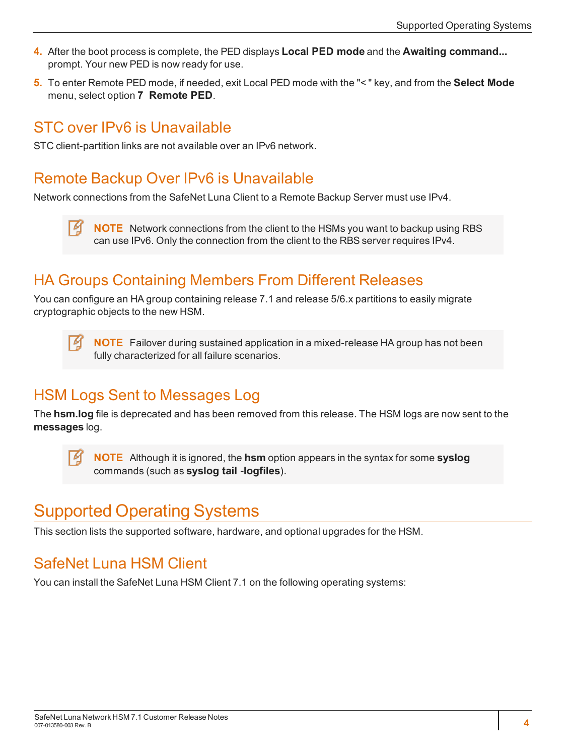4. After the boot process is complete, the PED displays **Local PED mode** and the **Awaiting command...** prompt. Your new PED is now ready for use.
5. To enter Remote PED mode, if needed, exit Local PED mode with the "< " key, and from the **Select Mode** menu, select option **7 Remote PED**.

## STC over IPv6 is Unavailable

STC client-partition links are not available over an IPv6 network.

## Remote Backup Over IPv6 is Unavailable

Network connections from the SafeNet Luna Client to a Remote Backup Server must use IPv4.

> **NOTE** Network connections from the client to the HSMs you want to backup using RBS can use IPv6. Only the connection from the client to the RBS server requires IPv4.

## HA Groups Containing Members From Different Releases

You can configure an HA group containing release 7.1 and release 5/6.x partitions to easily migrate cryptographic objects to the new HSM.

> **NOTE** Failover during sustained application in a mixed-release HA group has not been fully characterized for all failure scenarios.

## HSM Logs Sent to Messages Log

The **hsm.log** file is deprecated and has been removed from this release. The HSM logs are now sent to the **messages** log.

> **NOTE** Although it is ignored, the **hsm** option appears in the syntax for some **syslog** commands (such as **syslog tail -logfiles**).

# Supported Operating Systems

This section lists the supported software, hardware, and optional upgrades for the HSM.

## SafeNet Luna HSM Client

You can install the SafeNet Luna HSM Client 7.1 on the following operating systems: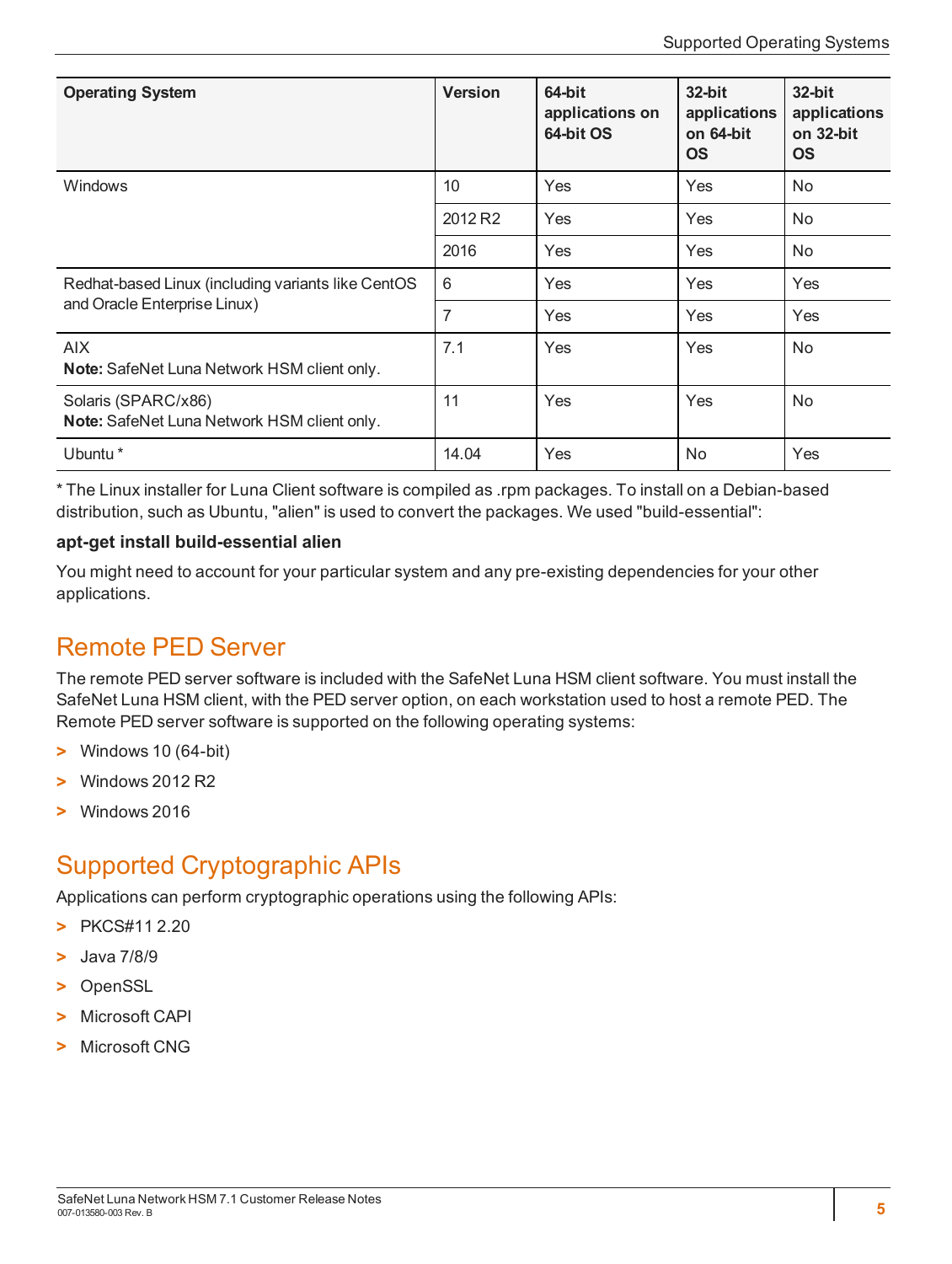| Operating System | Version | 64-bit applications on 64-bit OS | 32-bit applications on 64-bit OS | 32-bit applications on 32-bit OS |
|---|---|---|---|---|
| Windows | 10 | Yes | Yes | No |
| | 2012 R2 | Yes | Yes | No |
| | 2016 | Yes | Yes | No |
| Redhat-based Linux (including variants like CentOS and Oracle Enterprise Linux) | 6 | Yes | Yes | Yes |
| | 7 | Yes | Yes | Yes |
| AIX<br>**Note:** SafeNet Luna Network HSM client only. | 7.1 | Yes | Yes | No |
| Solaris (SPARC/x86)<br>**Note:** SafeNet Luna Network HSM client only. | 11 | Yes | Yes | No |
| Ubuntu * | 14.04 | Yes | No | Yes |

* The Linux installer for Luna Client software is compiled as .rpm packages. To install on a Debian-based distribution, such as Ubuntu, "alien" is used to convert the packages. We used "build-essential":

**apt-get install build-essential alien**

You might need to account for your particular system and any pre-existing dependencies for your other applications.

## Remote PED Server

The remote PED server software is included with the SafeNet Luna HSM client software. You must install the SafeNet Luna HSM client, with the PED server option, on each workstation used to host a remote PED. The Remote PED server software is supported on the following operating systems:

- Windows 10 (64-bit)
- Windows 2012 R2
- Windows 2016

## Supported Cryptographic APIs

Applications can perform cryptographic operations using the following APIs:

- PKCS#11 2.20
- Java 7/8/9
- OpenSSL
- Microsoft CAPI
- Microsoft CNG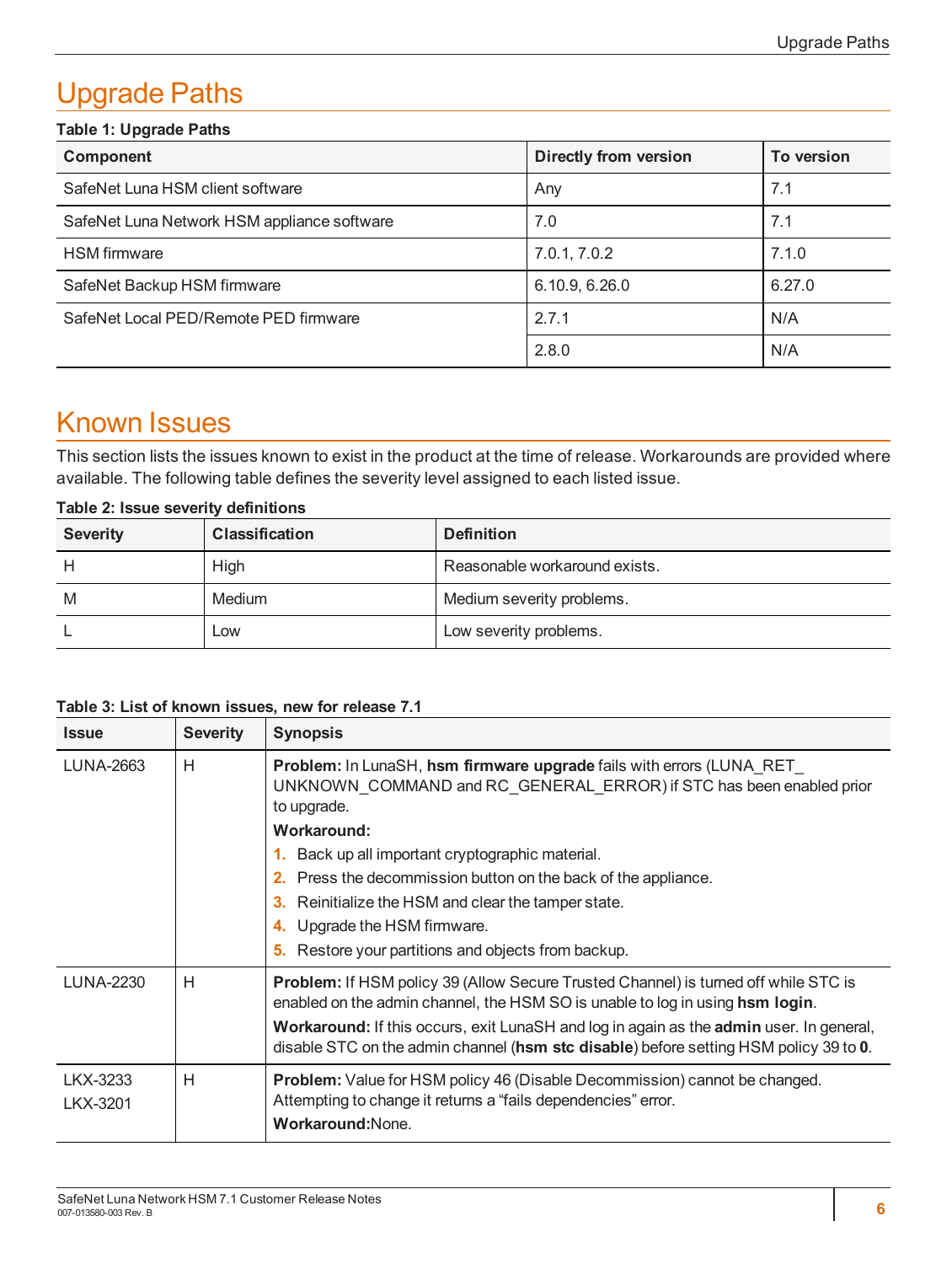# Upgrade Paths

**Table 1: Upgrade Paths**

| Component | Directly from version | To version |
|---|---|---|
| SafeNet Luna HSM client software | Any | 7.1 |
| SafeNet Luna Network HSM appliance software | 7.0 | 7.1 |
| HSM firmware | 7.0.1, 7.0.2 | 7.1.0 |
| SafeNet Backup HSM firmware | 6.10.9, 6.26.0 | 6.27.0 |
| SafeNet Local PED/Remote PED firmware | 2.7.1 | N/A |
| | 2.8.0 | N/A |

# Known Issues

This section lists the issues known to exist in the product at the time of release. Workarounds are provided where available. The following table defines the severity level assigned to each listed issue.

**Table 2: Issue severity definitions**

| Severity | Classification | Definition |
|---|---|---|
| H | High | Reasonable workaround exists. |
| M | Medium | Medium severity problems. |
| L | Low | Low severity problems. |

**Table 3: List of known issues, new for release 7.1**

| Issue | Severity | Synopsis |
|---|---|---|
| LUNA-2663 | H | **Problem:** In LunaSH, **hsm firmware upgrade** fails with errors (LUNA_RET_UNKNOWN_COMMAND and RC_GENERAL_ERROR) if STC has been enabled prior to upgrade.<br>**Workaround:**<br>1. Back up all important cryptographic material.<br>2. Press the decommission button on the back of the appliance.<br>3. Reinitialize the HSM and clear the tamper state.<br>4. Upgrade the HSM firmware.<br>5. Restore your partitions and objects from backup. |
| LUNA-2230 | H | **Problem:** If HSM policy 39 (Allow Secure Trusted Channel) is turned off while STC is enabled on the admin channel, the HSM SO is unable to log in using **hsm login**.<br>**Workaround:** If this occurs, exit LunaSH and log in again as the **admin** user. In general, disable STC on the admin channel (**hsm stc disable**) before setting HSM policy 39 to **0**. |
| LKX-3233<br>LKX-3201 | H | **Problem:** Value for HSM policy 46 (Disable Decommission) cannot be changed. Attempting to change it returns a “fails dependencies” error.<br>**Workaround:**None. |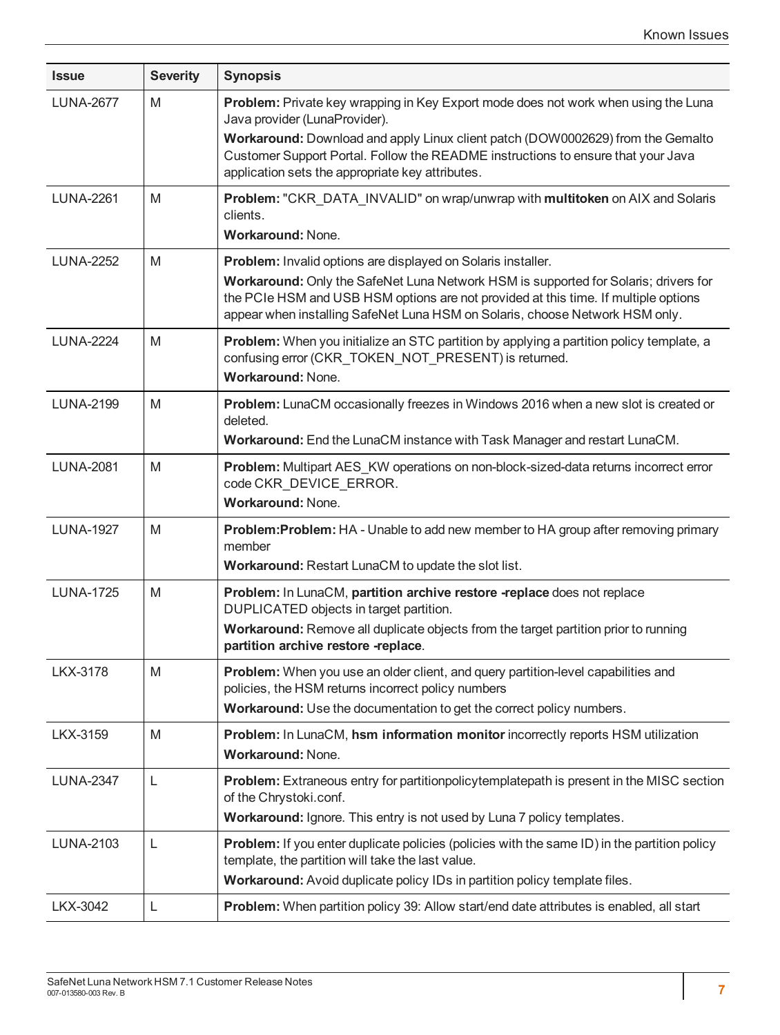| Issue | Severity | Synopsis |
|---|---|---|
| LUNA-2677 | M | **Problem:** Private key wrapping in Key Export mode does not work when using the Luna Java provider (LunaProvider).<br>**Workaround:** Download and apply Linux client patch (DOW0002629) from the Gemalto Customer Support Portal. Follow the README instructions to ensure that your Java application sets the appropriate key attributes. |
| LUNA-2261 | M | **Problem:** "CKR_DATA_INVALID" on wrap/unwrap with **multitoken** on AIX and Solaris clients.<br>**Workaround:** None. |
| LUNA-2252 | M | **Problem:** Invalid options are displayed on Solaris installer.<br>**Workaround:** Only the SafeNet Luna Network HSM is supported for Solaris; drivers for the PCIe HSM and USB HSM options are not provided at this time. If multiple options appear when installing SafeNet Luna HSM on Solaris, choose Network HSM only. |
| LUNA-2224 | M | **Problem:** When you initialize an STC partition by applying a partition policy template, a confusing error (CKR_TOKEN_NOT_PRESENT) is returned.<br>**Workaround:** None. |
| LUNA-2199 | M | **Problem:** LunaCM occasionally freezes in Windows 2016 when a new slot is created or deleted.<br>**Workaround:** End the LunaCM instance with Task Manager and restart LunaCM. |
| LUNA-2081 | M | **Problem:** Multipart AES_KW operations on non-block-sized-data returns incorrect error code CKR_DEVICE_ERROR.<br>**Workaround:** None. |
| LUNA-1927 | M | **Problem:Problem:** HA - Unable to add new member to HA group after removing primary member<br>**Workaround:** Restart LunaCM to update the slot list. |
| LUNA-1725 | M | **Problem:** In LunaCM, **partition archive restore -replace** does not replace DUPLICATED objects in target partition.<br>**Workaround:** Remove all duplicate objects from the target partition prior to running **partition archive restore -replace**. |
| LKX-3178 | M | **Problem:** When you use an older client, and query partition-level capabilities and policies, the HSM returns incorrect policy numbers<br>**Workaround:** Use the documentation to get the correct policy numbers. |
| LKX-3159 | M | **Problem:** In LunaCM, **hsm information monitor** incorrectly reports HSM utilization<br>**Workaround:** None. |
| LUNA-2347 | L | **Problem:** Extraneous entry for partitionpolicytemplatepath is present in the MISC section of the Chrystoki.conf.<br>**Workaround:** Ignore. This entry is not used by Luna 7 policy templates. |
| LUNA-2103 | L | **Problem:** If you enter duplicate policies (policies with the same ID) in the partition policy template, the partition will take the last value.<br>**Workaround:** Avoid duplicate policy IDs in partition policy template files. |
| LKX-3042 | L | **Problem:** When partition policy 39: Allow start/end date attributes is enabled, all start |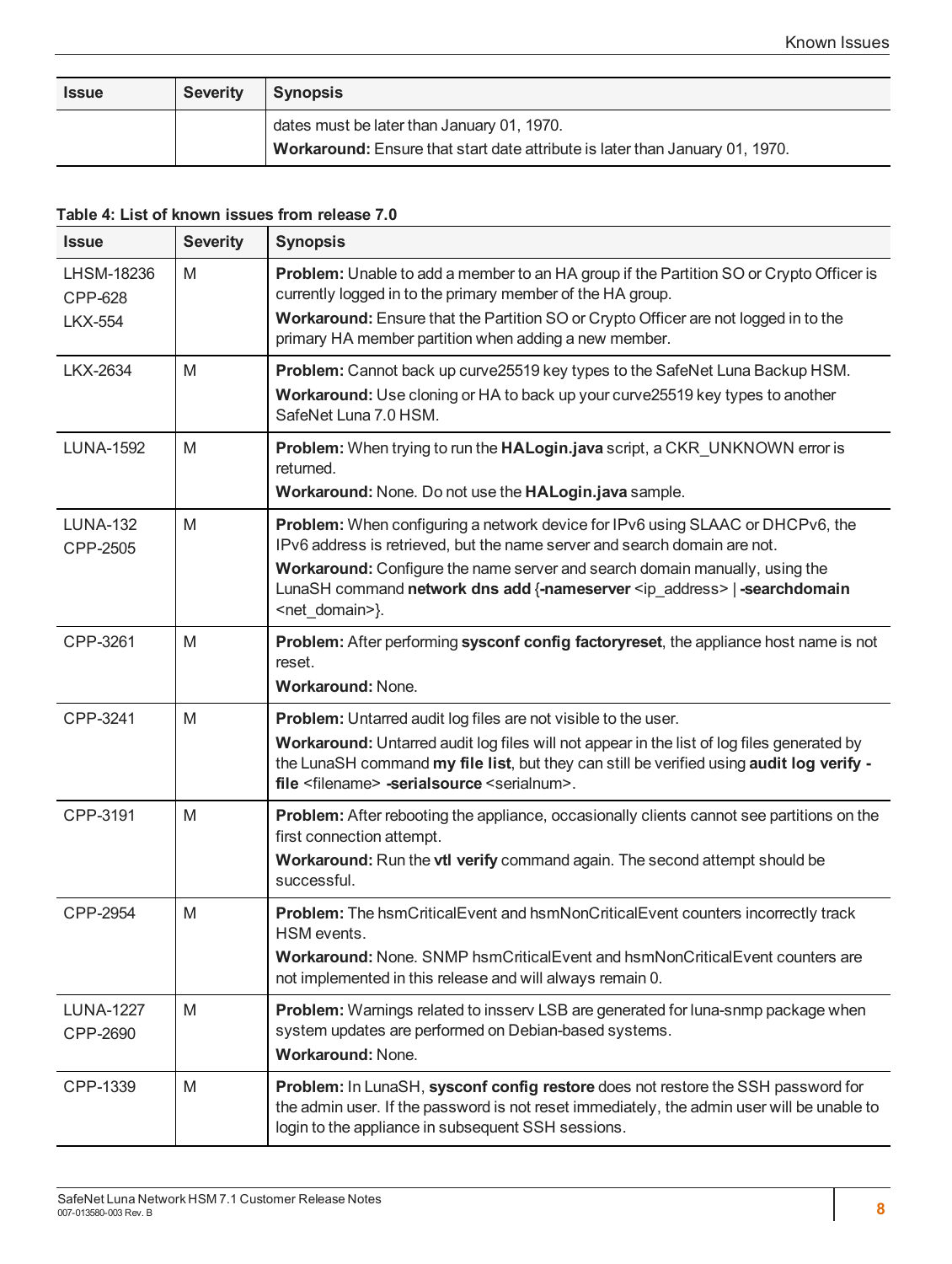| Issue | Severity | Synopsis |
|---|---|---|
| | | dates must be later than January 01, 1970.<br>**Workaround:** Ensure that start date attribute is later than January 01, 1970. |

**Table 4: List of known issues from release 7.0**

| Issue | Severity | Synopsis |
|---|---|---|
| LHSM-18236<br>CPP-628<br>LKX-554 | M | **Problem:** Unable to add a member to an HA group if the Partition SO or Crypto Officer is currently logged in to the primary member of the HA group.<br>**Workaround:** Ensure that the Partition SO or Crypto Officer are not logged in to the primary HA member partition when adding a new member. |
| LKX-2634 | M | **Problem:** Cannot back up curve25519 key types to the SafeNet Luna Backup HSM.<br>**Workaround:** Use cloning or HA to back up your curve25519 key types to another SafeNet Luna 7.0 HSM. |
| LUNA-1592 | M | **Problem:** When trying to run the **HALogin.java** script, a CKR_UNKNOWN error is returned.<br>**Workaround:** None. Do not use the **HALogin.java** sample. |
| LUNA-132<br>CPP-2505 | M | **Problem:** When configuring a network device for IPv6 using SLAAC or DHCPv6, the IPv6 address is retrieved, but the name server and search domain are not.<br>**Workaround:** Configure the name server and search domain manually, using the LunaSH command **network dns add** {**-nameserver** <ip_address> \| **-searchdomain** <net_domain>}. |
| CPP-3261 | M | **Problem:** After performing **sysconf config factoryreset**, the appliance host name is not reset.<br>**Workaround:** None. |
| CPP-3241 | M | **Problem:** Untarred audit log files are not visible to the user.<br>**Workaround:** Untarred audit log files will not appear in the list of log files generated by the LunaSH command **my file list**, but they can still be verified using **audit log verify -file** <filename> **-serialsource** <serialnum>. |
| CPP-3191 | M | **Problem:** After rebooting the appliance, occasionally clients cannot see partitions on the first connection attempt.<br>**Workaround:** Run the **vtl verify** command again. The second attempt should be successful. |
| CPP-2954 | M | **Problem:** The hsmCriticalEvent and hsmNonCriticalEvent counters incorrectly track HSM events.<br>**Workaround:** None. SNMP hsmCriticalEvent and hsmNonCriticalEvent counters are not implemented in this release and will always remain 0. |
| LUNA-1227<br>CPP-2690 | M | **Problem:** Warnings related to insserv LSB are generated for luna-snmp package when system updates are performed on Debian-based systems.<br>**Workaround:** None. |
| CPP-1339 | M | **Problem:** In LunaSH, **sysconf config restore** does not restore the SSH password for the admin user. If the password is not reset immediately, the admin user will be unable to login to the appliance in subsequent SSH sessions. |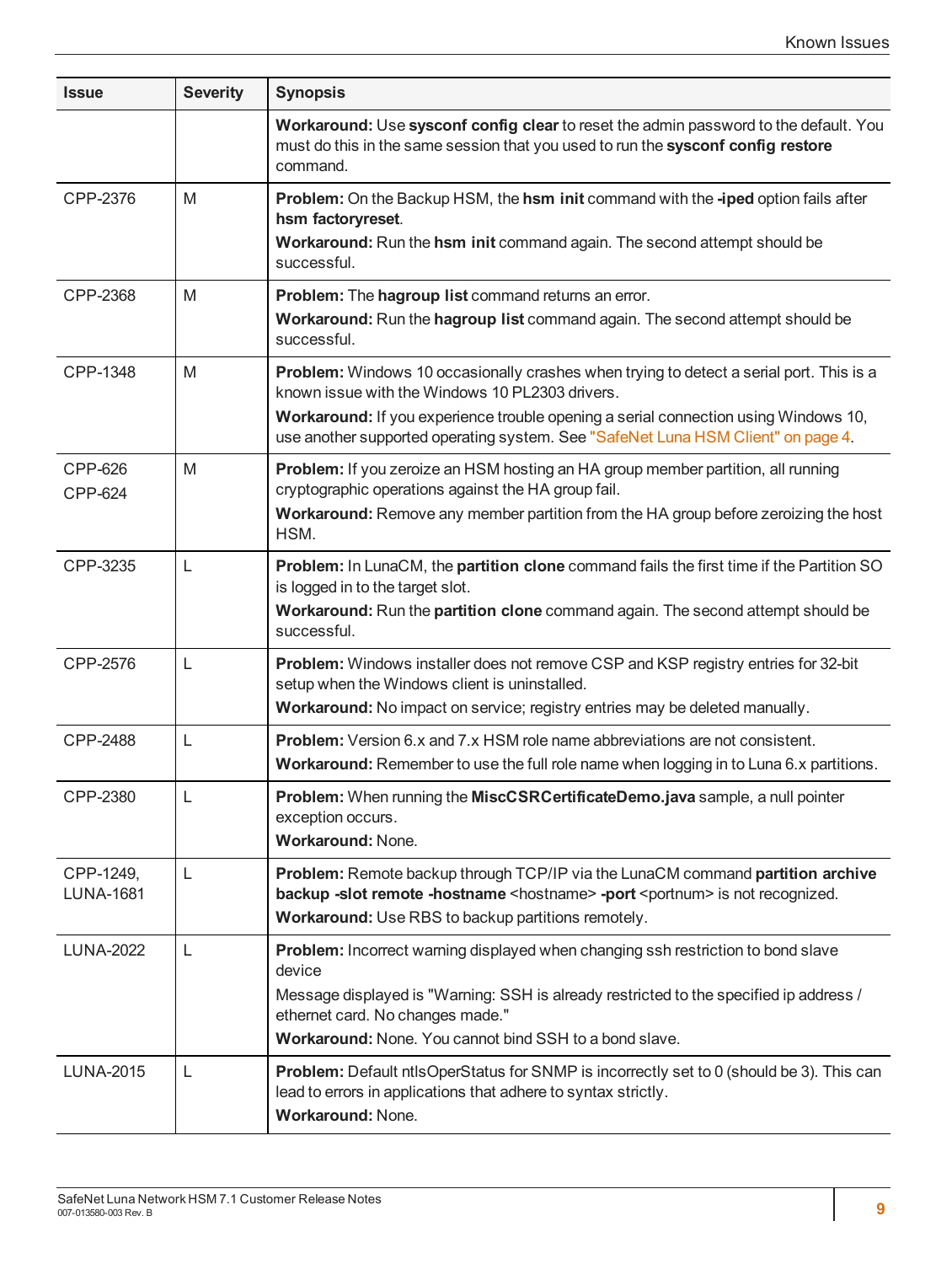| Issue | Severity | Synopsis |
|---|---|---|
| | | **Workaround:** Use **sysconf config clear** to reset the admin password to the default. You must do this in the same session that you used to run the **sysconf config restore** command. |
| CPP-2376 | M | **Problem:** On the Backup HSM, the **hsm init** command with the **-iped** option fails after **hsm factoryreset**.<br>**Workaround:** Run the **hsm init** command again. The second attempt should be successful. |
| CPP-2368 | M | **Problem:** The **hagroup list** command returns an error.<br>**Workaround:** Run the **hagroup list** command again. The second attempt should be successful. |
| CPP-1348 | M | **Problem:** Windows 10 occasionally crashes when trying to detect a serial port. This is a known issue with the Windows 10 PL2303 drivers.<br>**Workaround:** If you experience trouble opening a serial connection using Windows 10, use another supported operating system. See "SafeNet Luna HSM Client" on page 4. |
| CPP-626<br>CPP-624 | M | **Problem:** If you zeroize an HSM hosting an HA group member partition, all running cryptographic operations against the HA group fail.<br>**Workaround:** Remove any member partition from the HA group before zeroizing the host HSM. |
| CPP-3235 | L | **Problem:** In LunaCM, the **partition clone** command fails the first time if the Partition SO is logged in to the target slot.<br>**Workaround:** Run the **partition clone** command again. The second attempt should be successful. |
| CPP-2576 | L | **Problem:** Windows installer does not remove CSP and KSP registry entries for 32-bit setup when the Windows client is uninstalled.<br>**Workaround:** No impact on service; registry entries may be deleted manually. |
| CPP-2488 | L | **Problem:** Version 6.x and 7.x HSM role name abbreviations are not consistent.<br>**Workaround:** Remember to use the full role name when logging in to Luna 6.x partitions. |
| CPP-2380 | L | **Problem:** When running the **MiscCSRCertificateDemo.java** sample, a null pointer exception occurs.<br>**Workaround:** None. |
| CPP-1249,<br>LUNA-1681 | L | **Problem:** Remote backup through TCP/IP via the LunaCM command **partition archive backup -slot remote -hostname** <hostname> **-port** <portnum> is not recognized.<br>**Workaround:** Use RBS to backup partitions remotely. |
| LUNA-2022 | L | **Problem:** Incorrect warning displayed when changing ssh restriction to bond slave device<br>Message displayed is "Warning: SSH is already restricted to the specified ip address / ethernet card. No changes made."<br>**Workaround:** None. You cannot bind SSH to a bond slave. |
| LUNA-2015 | L | **Problem:** Default ntlsOperStatus for SNMP is incorrectly set to 0 (should be 3). This can lead to errors in applications that adhere to syntax strictly.<br>**Workaround:** None. |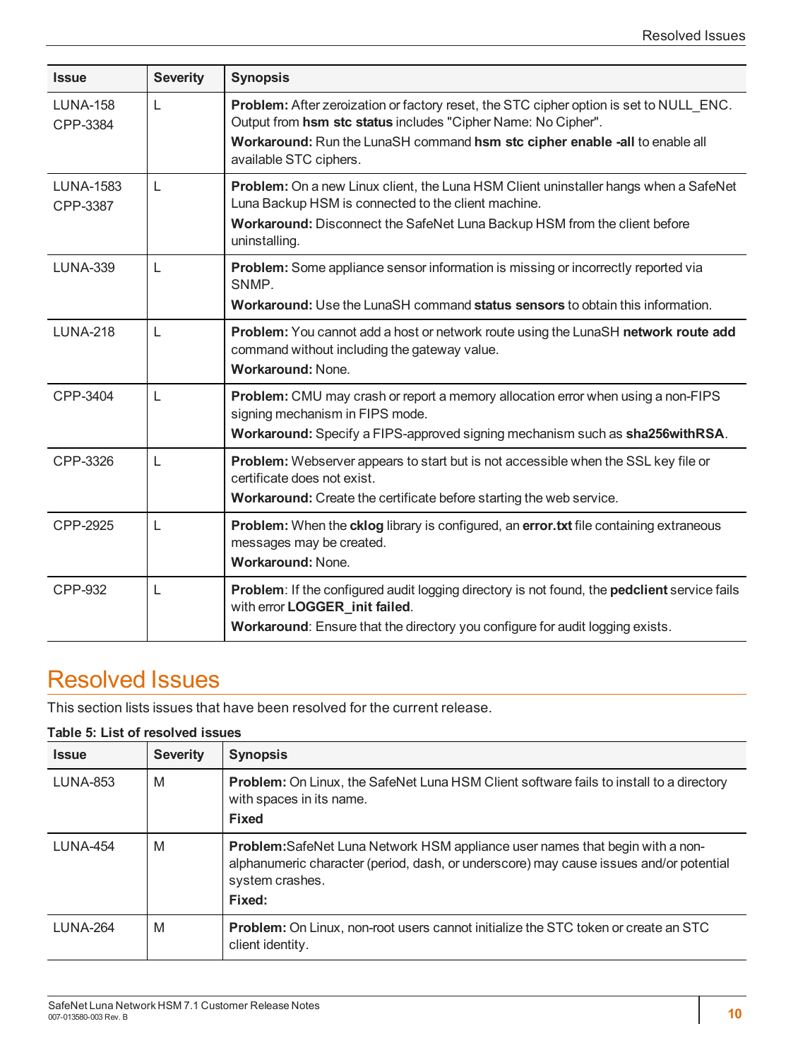| Issue | Severity | Synopsis |
|---|---|---|
| LUNA-158<br>CPP-3384 | L | **Problem:** After zeroization or factory reset, the STC cipher option is set to NULL_ENC. Output from **hsm stc status** includes "Cipher Name: No Cipher".<br>**Workaround:** Run the LunaSH command **hsm stc cipher enable -all** to enable all available STC ciphers. |
| LUNA-1583<br>CPP-3387 | L | **Problem:** On a new Linux client, the Luna HSM Client uninstaller hangs when a SafeNet Luna Backup HSM is connected to the client machine.<br>**Workaround:** Disconnect the SafeNet Luna Backup HSM from the client before uninstalling. |
| LUNA-339 | L | **Problem:** Some appliance sensor information is missing or incorrectly reported via SNMP.<br>**Workaround:** Use the LunaSH command **status sensors** to obtain this information. |
| LUNA-218 | L | **Problem:** You cannot add a host or network route using the LunaSH **network route add** command without including the gateway value.<br>**Workaround:** None. |
| CPP-3404 | L | **Problem:** CMU may crash or report a memory allocation error when using a non-FIPS signing mechanism in FIPS mode.<br>**Workaround:** Specify a FIPS-approved signing mechanism such as **sha256withRSA**. |
| CPP-3326 | L | **Problem:** Webserver appears to start but is not accessible when the SSL key file or certificate does not exist.<br>**Workaround:** Create the certificate before starting the web service. |
| CPP-2925 | L | **Problem:** When the **cklog** library is configured, an **error.txt** file containing extraneous messages may be created.<br>**Workaround:** None. |
| CPP-932 | L | **Problem**: If the configured audit logging directory is not found, the **pedclient** service fails with error **LOGGER_init failed**.<br>**Workaround**: Ensure that the directory you configure for audit logging exists. |

# Resolved Issues

This section lists issues that have been resolved for the current release.

**Table 5: List of resolved issues**

| Issue | Severity | Synopsis |
|---|---|---|
| LUNA-853 | M | **Problem:** On Linux, the SafeNet Luna HSM Client software fails to install to a directory with spaces in its name.<br>**Fixed** |
| LUNA-454 | M | **Problem:**SafeNet Luna Network HSM appliance user names that begin with a non-alphanumeric character (period, dash, or underscore) may cause issues and/or potential system crashes.<br>**Fixed:** |
| LUNA-264 | M | **Problem:** On Linux, non-root users cannot initialize the STC token or create an STC client identity. |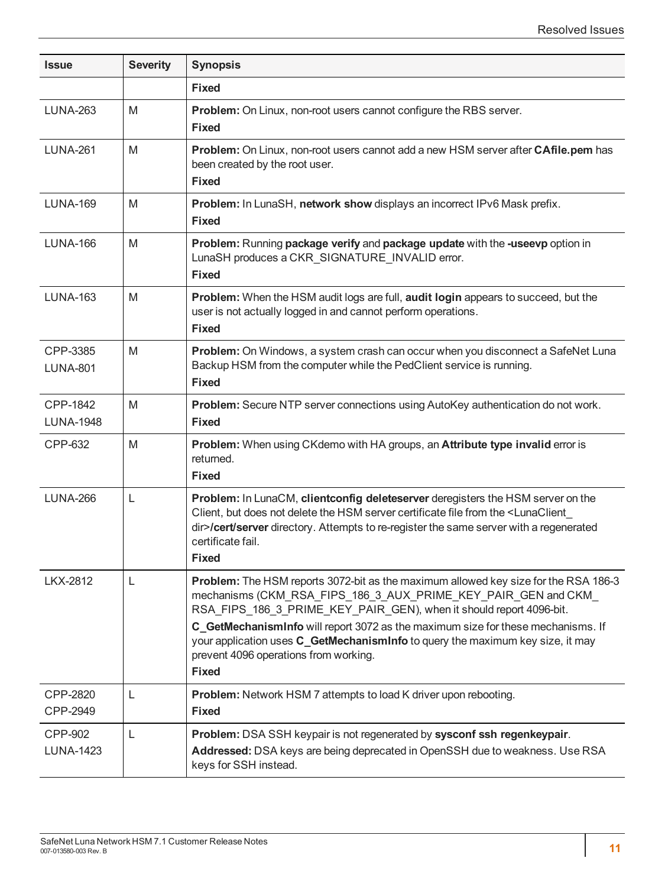| Issue | Severity | Synopsis |
|---|---|---|
| | | **Fixed** |
| LUNA-263 | M | **Problem:** On Linux, non-root users cannot configure the RBS server.<br>**Fixed** |
| LUNA-261 | M | **Problem:** On Linux, non-root users cannot add a new HSM server after **CAfile.pem** has been created by the root user.<br>**Fixed** |
| LUNA-169 | M | **Problem:** In LunaSH, **network show** displays an incorrect IPv6 Mask prefix.<br>**Fixed** |
| LUNA-166 | M | **Problem:** Running **package verify** and **package update** with the **-useevp** option in LunaSH produces a CKR_SIGNATURE_INVALID error.<br>**Fixed** |
| LUNA-163 | M | **Problem:** When the HSM audit logs are full, **audit login** appears to succeed, but the user is not actually logged in and cannot perform operations.<br>**Fixed** |
| CPP-3385<br>LUNA-801 | M | **Problem:** On Windows, a system crash can occur when you disconnect a SafeNet Luna Backup HSM from the computer while the PedClient service is running.<br>**Fixed** |
| CPP-1842<br>LUNA-1948 | M | **Problem:** Secure NTP server connections using AutoKey authentication do not work.<br>**Fixed** |
| CPP-632 | M | **Problem:** When using CKdemo with HA groups, an **Attribute type invalid** error is returned.<br>**Fixed** |
| LUNA-266 | L | **Problem:** In LunaCM, **clientconfig deleteserver** deregisters the HSM server on the Client, but does not delete the HSM server certificate file from the <LunaClient_dir>**/cert/server** directory. Attempts to re-register the same server with a regenerated certificate fail.<br>**Fixed** |
| LKX-2812 | L | **Problem:** The HSM reports 3072-bit as the maximum allowed key size for the RSA 186-3 mechanisms (CKM_RSA_FIPS_186_3_AUX_PRIME_KEY_PAIR_GEN and CKM_RSA_FIPS_186_3_PRIME_KEY_PAIR_GEN), when it should report 4096-bit.<br>**C_GetMechanismInfo** will report 3072 as the maximum size for these mechanisms. If your application uses **C_GetMechanismInfo** to query the maximum key size, it may prevent 4096 operations from working.<br>**Fixed** |
| CPP-2820<br>CPP-2949 | L | **Problem:** Network HSM 7 attempts to load K driver upon rebooting.<br>**Fixed** |
| CPP-902<br>LUNA-1423 | L | **Problem:** DSA SSH keypair is not regenerated by **sysconf ssh regenkeypair**.<br>**Addressed:** DSA keys are being deprecated in OpenSSH due to weakness. Use RSA keys for SSH instead. |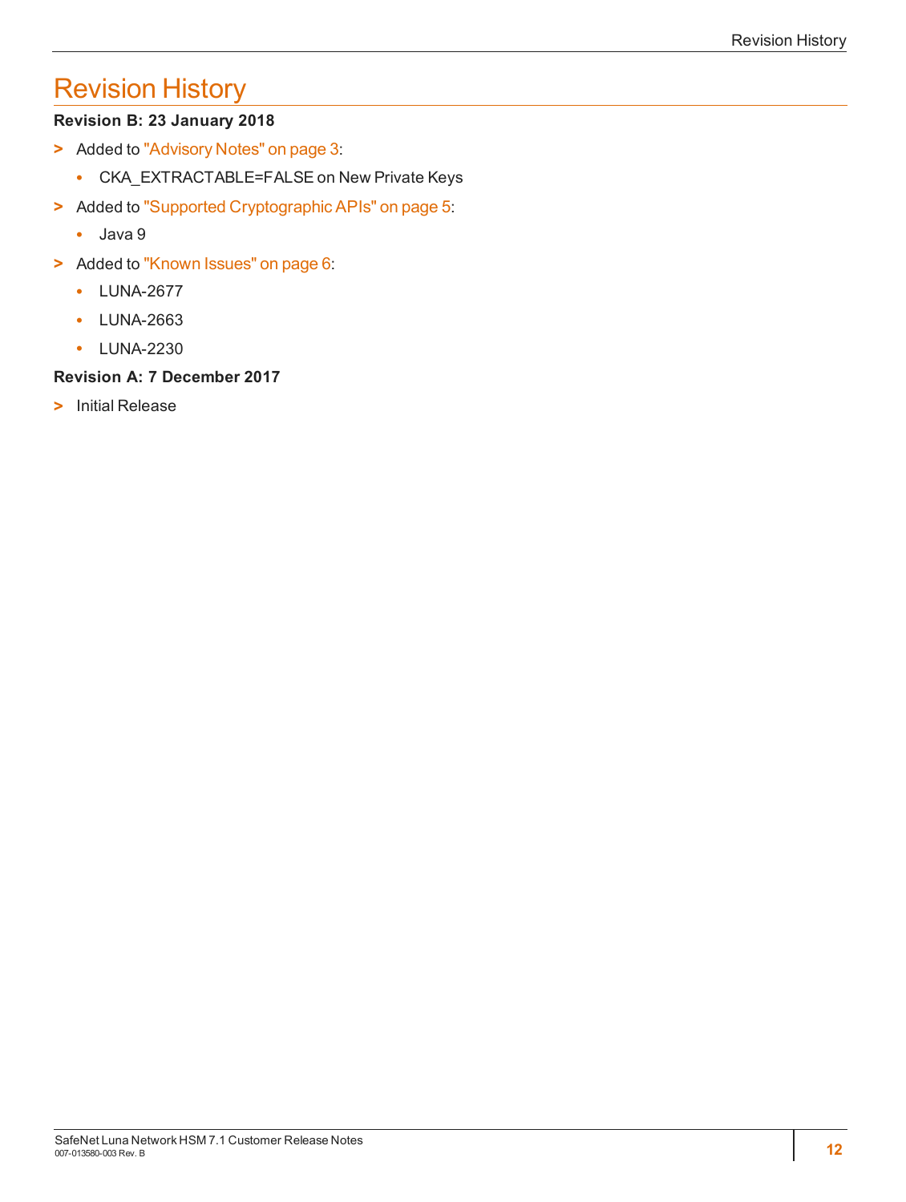# Revision History

**Revision B: 23 January 2018**

- Added to "Advisory Notes" on page 3:
  - CKA_EXTRACTABLE=FALSE on New Private Keys
- Added to "Supported Cryptographic APIs" on page 5:
  - Java 9
- Added to "Known Issues" on page 6:
  - LUNA-2677
  - LUNA-2663
  - LUNA-2230

**Revision A: 7 December 2017**

- Initial Release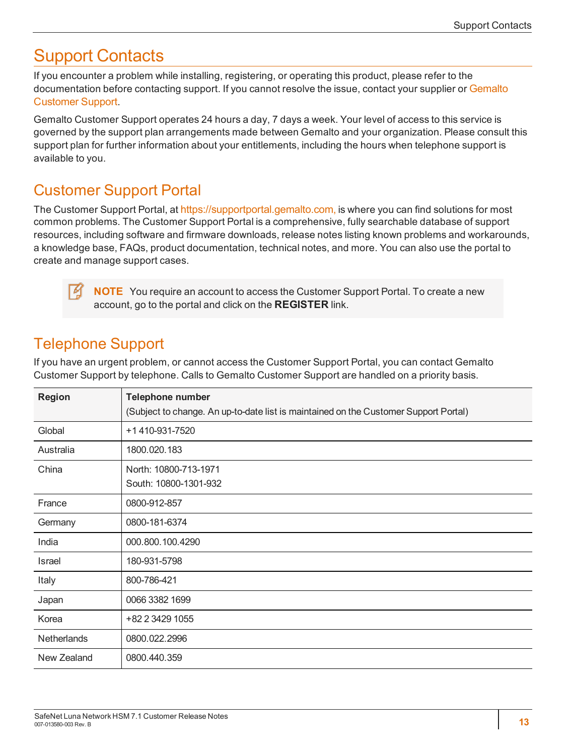# Support Contacts

If you encounter a problem while installing, registering, or operating this product, please refer to the documentation before contacting support. If you cannot resolve the issue, contact your supplier or Gemalto Customer Support.

Gemalto Customer Support operates 24 hours a day, 7 days a week. Your level of access to this service is governed by the support plan arrangements made between Gemalto and your organization. Please consult this support plan for further information about your entitlements, including the hours when telephone support is available to you.

## Customer Support Portal

The Customer Support Portal, at https://supportportal.gemalto.com, is where you can find solutions for most common problems. The Customer Support Portal is a comprehensive, fully searchable database of support resources, including software and firmware downloads, release notes listing known problems and workarounds, a knowledge base, FAQs, product documentation, technical notes, and more. You can also use the portal to create and manage support cases.

> **NOTE** You require an account to access the Customer Support Portal. To create a new account, go to the portal and click on the **REGISTER** link.

## Telephone Support

If you have an urgent problem, or cannot access the Customer Support Portal, you can contact Gemalto Customer Support by telephone. Calls to Gemalto Customer Support are handled on a priority basis.

| Region | Telephone number<br>(Subject to change. An up-to-date list is maintained on the Customer Support Portal) |
|---|---|
| Global | +1 410-931-7520 |
| Australia | 1800.020.183 |
| China | North: 10800-713-1971<br>South: 10800-1301-932 |
| France | 0800-912-857 |
| Germany | 0800-181-6374 |
| India | 000.800.100.4290 |
| Israel | 180-931-5798 |
| Italy | 800-786-421 |
| Japan | 0066 3382 1699 |
| Korea | +82 2 3429 1055 |
| Netherlands | 0800.022.2996 |
| New Zealand | 0800.440.359 |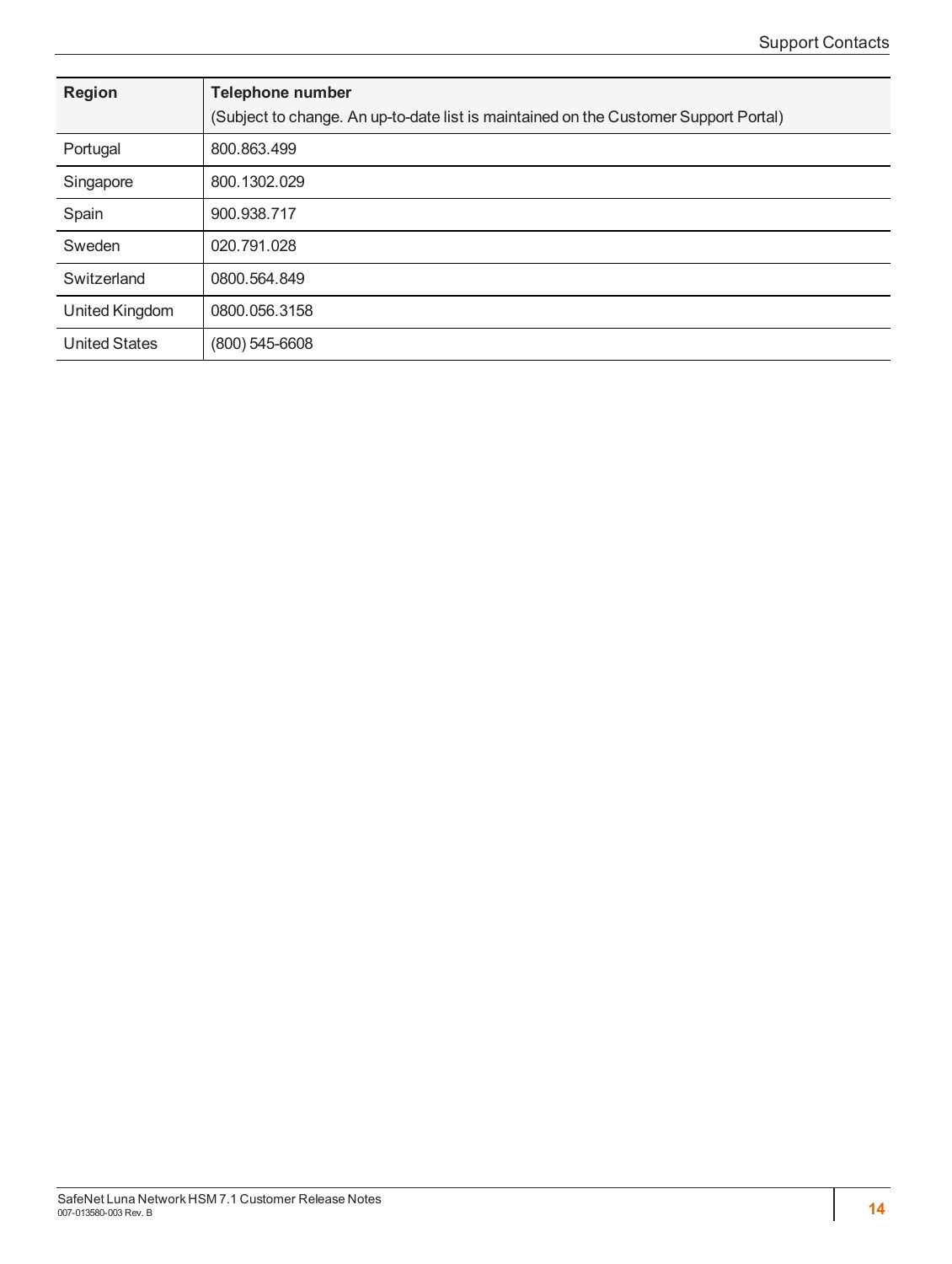| Region | Telephone number (Subject to change. An up-to-date list is maintained on the Customer Support Portal) |
|---|---|
| Portugal | 800.863.499 |
| Singapore | 800.1302.029 |
| Spain | 900.938.717 |
| Sweden | 020.791.028 |
| Switzerland | 0800.564.849 |
| United Kingdom | 0800.056.3158 |
| United States | (800) 545-6608 |